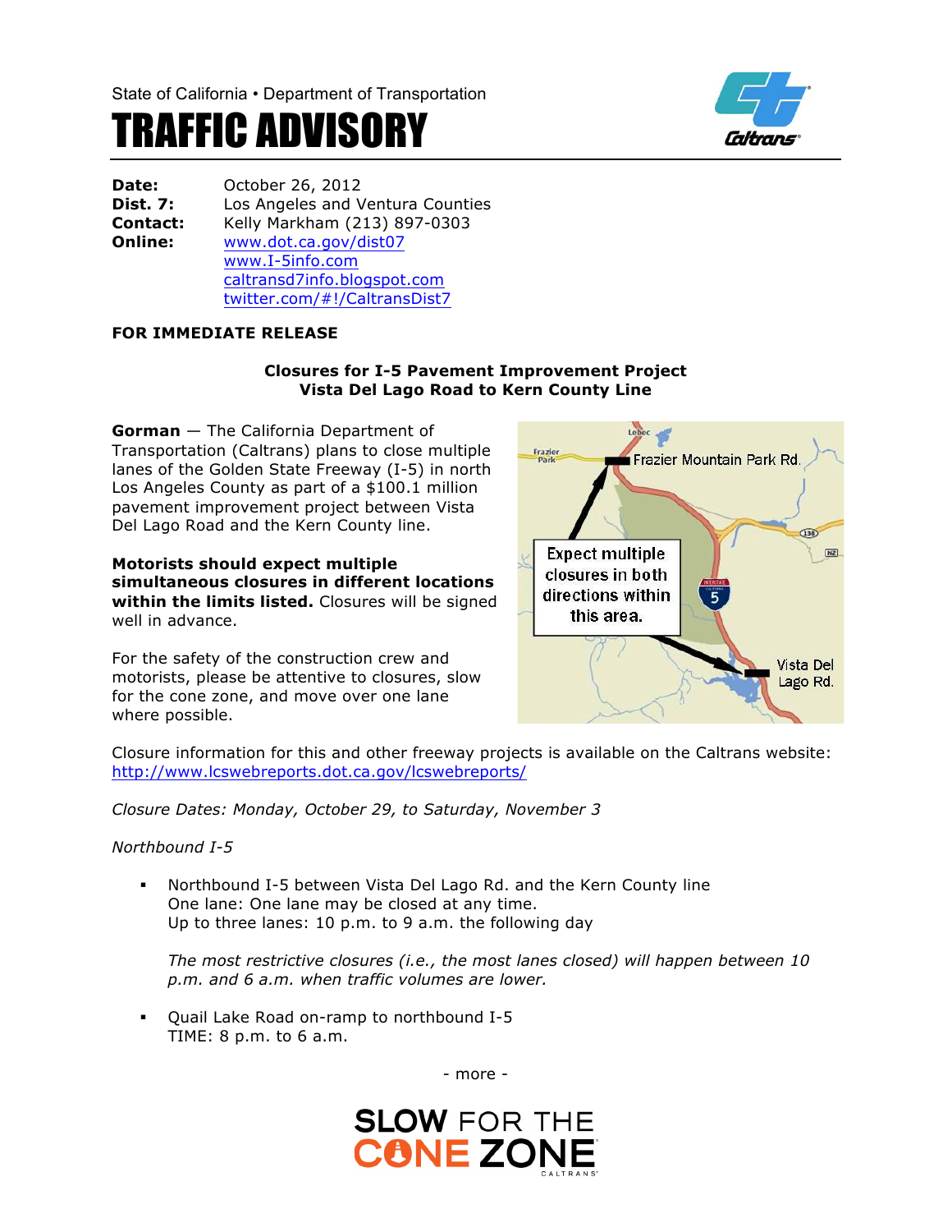State of California • Department of Transportation

# TRAFFIC ADVISORY

**Date:** October 26, 2012
**Dist. 7:** Los Angeles and Ventura Counties
**Contact:** Kelly Markham (213) 897-0303
**Online:** www.dot.ca.gov/dist07
www.I-5info.com
caltransd7info.blogspot.com
twitter.com/#!/CaltransDist7

**FOR IMMEDIATE RELEASE**

**Closures for I-5 Pavement Improvement Project**
**Vista Del Lago Road to Kern County Line**

**Gorman** — The California Department of Transportation (Caltrans) plans to close multiple lanes of the Golden State Freeway (I-5) in north Los Angeles County as part of a $100.1 million pavement improvement project between Vista Del Lago Road and the Kern County line.

**Motorists should expect multiple simultaneous closures in different locations within the limits listed.** Closures will be signed well in advance.

For the safety of the construction crew and motorists, please be attentive to closures, slow for the cone zone, and move over one lane where possible.

Closure information for this and other freeway projects is available on the Caltrans website: http://www.lcswebreports.dot.ca.gov/lcswebreports/

*Closure Dates: Monday, October 29, to Saturday, November 3*

*Northbound I-5*

- Northbound I-5 between Vista Del Lago Rd. and the Kern County line
  One lane: One lane may be closed at any time.
  Up to three lanes: 10 p.m. to 9 a.m. the following day

  *The most restrictive closures (i.e., the most lanes closed) will happen between 10 p.m. and 6 a.m. when traffic volumes are lower.*

- Quail Lake Road on-ramp to northbound I-5
  TIME: 8 p.m. to 6 a.m.

\- more -

SLOW FOR THE CONE ZONE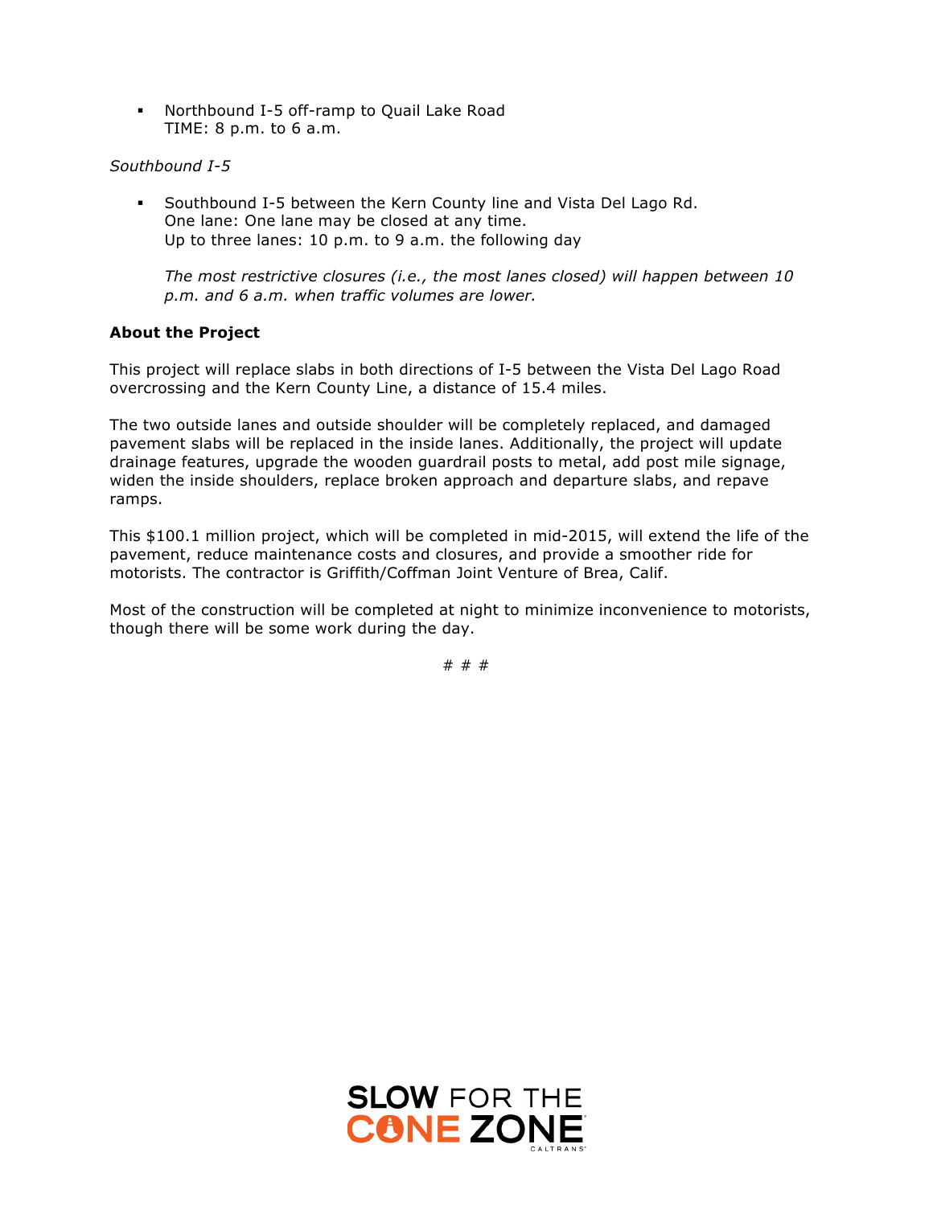- Northbound I-5 off-ramp to Quail Lake Road
  TIME: 8 p.m. to 6 a.m.

*Southbound I-5*

- Southbound I-5 between the Kern County line and Vista Del Lago Rd.
  One lane: One lane may be closed at any time.
  Up to three lanes: 10 p.m. to 9 a.m. the following day

  *The most restrictive closures (i.e., the most lanes closed) will happen between 10 p.m. and 6 a.m. when traffic volumes are lower.*

**About the Project**

This project will replace slabs in both directions of I-5 between the Vista Del Lago Road overcrossing and the Kern County Line, a distance of 15.4 miles.

The two outside lanes and outside shoulder will be completely replaced, and damaged pavement slabs will be replaced in the inside lanes. Additionally, the project will update drainage features, upgrade the wooden guardrail posts to metal, add post mile signage, widen the inside shoulders, replace broken approach and departure slabs, and repave ramps.

This $100.1 million project, which will be completed in mid-2015, will extend the life of the pavement, reduce maintenance costs and closures, and provide a smoother ride for motorists. The contractor is Griffith/Coffman Joint Venture of Brea, Calif.

Most of the construction will be completed at night to minimize inconvenience to motorists, though there will be some work during the day.

# # #

SLOW FOR THE CONE ZONE
CALTRANS